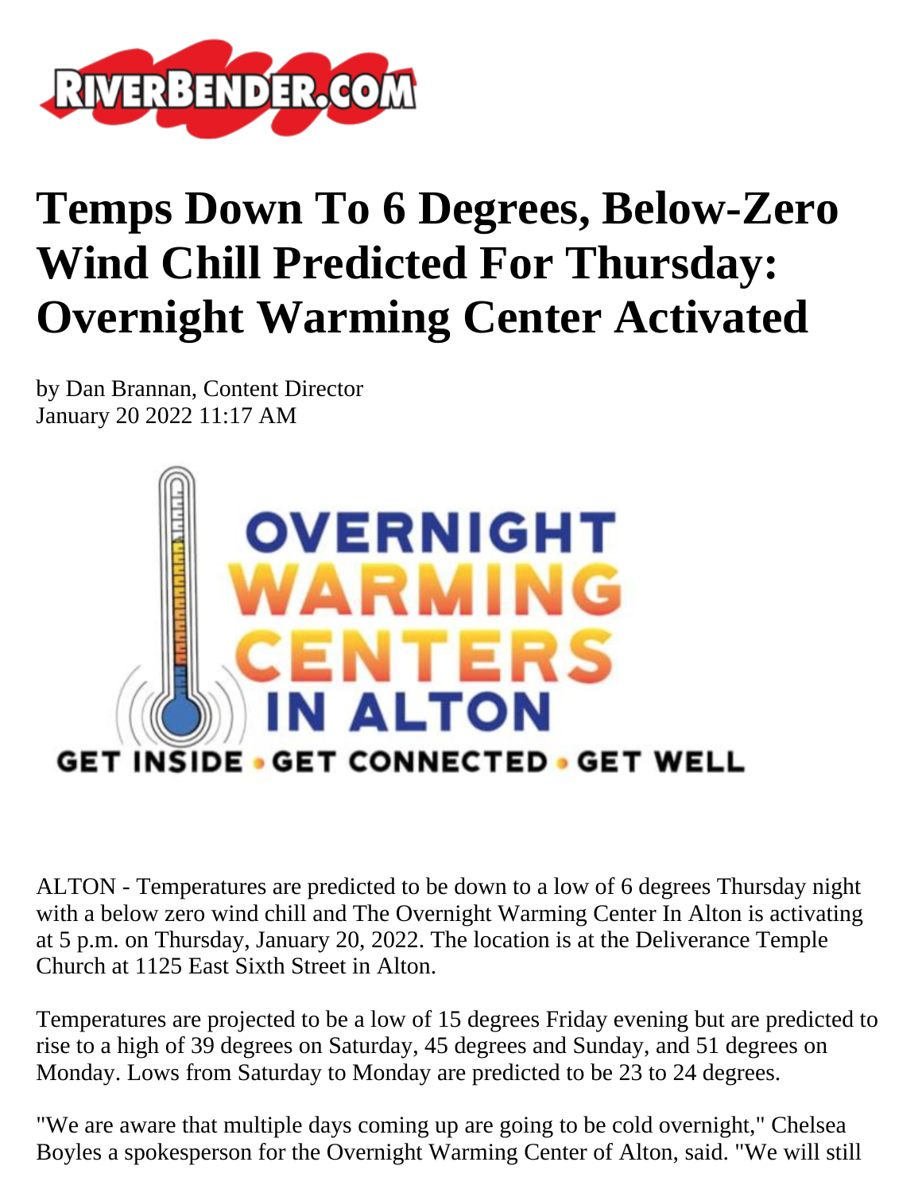# Temps Down To 6 Degrees, Below-Zero Wind Chill Predicted For Thursday: Overnight Warming Center Activated

by Dan Brannan, Content Director
January 20 2022 11:17 AM

ALTON - Temperatures are predicted to be down to a low of 6 degrees Thursday night with a below zero wind chill and The Overnight Warming Center In Alton is activating at 5 p.m. on Thursday, January 20, 2022. The location is at the Deliverance Temple Church at 1125 East Sixth Street in Alton.

Temperatures are projected to be a low of 15 degrees Friday evening but are predicted to rise to a high of 39 degrees on Saturday, 45 degrees and Sunday, and 51 degrees on Monday. Lows from Saturday to Monday are predicted to be 23 to 24 degrees.

"We are aware that multiple days coming up are going to be cold overnight," Chelsea Boyles a spokesperson for the Overnight Warming Center of Alton, said. "We will still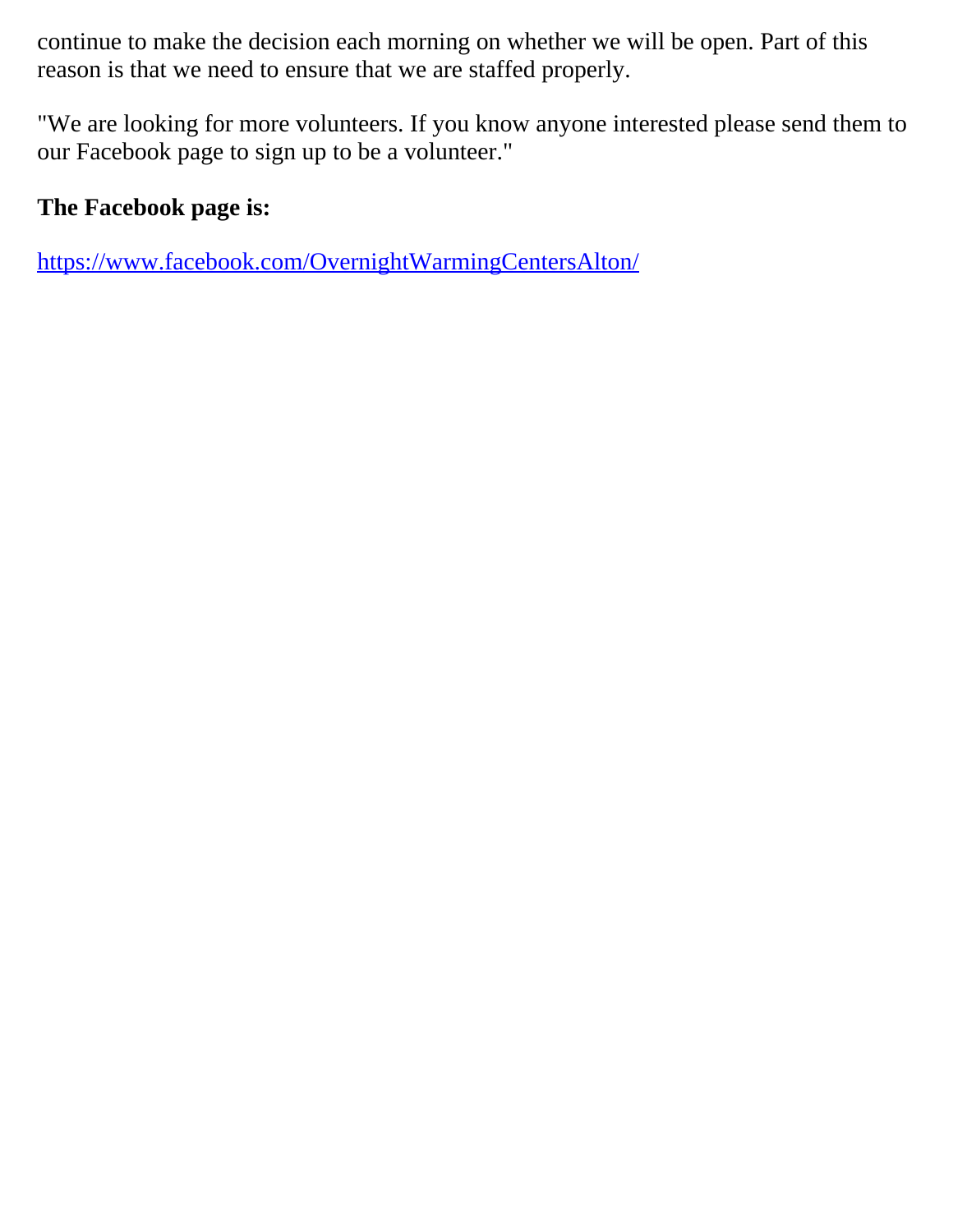continue to make the decision each morning on whether we will be open. Part of this reason is that we need to ensure that we are staffed properly.

"We are looking for more volunteers. If you know anyone interested please send them to our Facebook page to sign up to be a volunteer."

**The Facebook page is:**

https://www.facebook.com/OvernightWarmingCentersAlton/